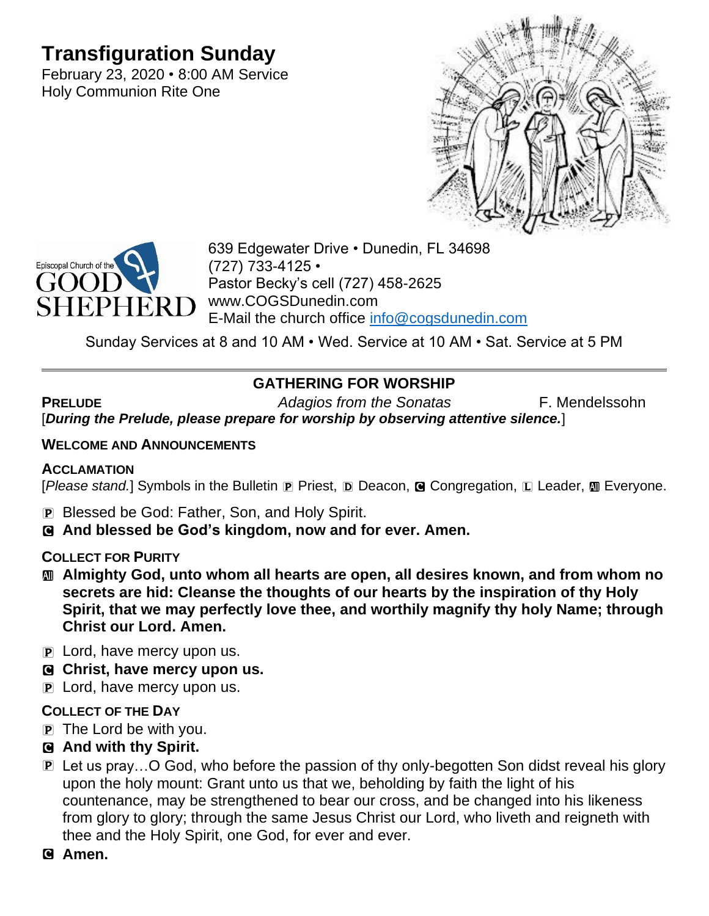# Transfiguration Sunday

February 23, 2020 • 8:00 AM Service
Holy Communion Rite One

639 Edgewater Drive • Dunedin, FL 34698
(727) 733-4125 •
Pastor Becky's cell (727) 458-2625
www.COGSDunedin.com
E-Mail the church office info@cogsdunedin.com

Sunday Services at 8 and 10 AM • Wed. Service at 10 AM • Sat. Service at 5 PM

---

## GATHERING FOR WORSHIP

**PRELUDE** *Adagios from the Sonatas* F. Mendelssohn

[***During the Prelude, please prepare for worship by observing attentive silence.***]

**WELCOME AND ANNOUNCEMENTS**

**ACCLAMATION**

[*Please stand.*] Symbols in the Bulletin P Priest, D Deacon, C Congregation, L Leader, All Everyone.

P Blessed be God: Father, Son, and Holy Spirit.

C **And blessed be God's kingdom, now and for ever. Amen.**

**COLLECT FOR PURITY**

All **Almighty God, unto whom all hearts are open, all desires known, and from whom no secrets are hid: Cleanse the thoughts of our hearts by the inspiration of thy Holy Spirit, that we may perfectly love thee, and worthily magnify thy holy Name; through Christ our Lord. Amen.**

P Lord, have mercy upon us.

C **Christ, have mercy upon us.**

P Lord, have mercy upon us.

**COLLECT OF THE DAY**

P The Lord be with you.

C **And with thy Spirit.**

P Let us pray…O God, who before the passion of thy only-begotten Son didst reveal his glory upon the holy mount: Grant unto us that we, beholding by faith the light of his countenance, may be strengthened to bear our cross, and be changed into his likeness from glory to glory; through the same Jesus Christ our Lord, who liveth and reigneth with thee and the Holy Spirit, one God, for ever and ever.

C **Amen.**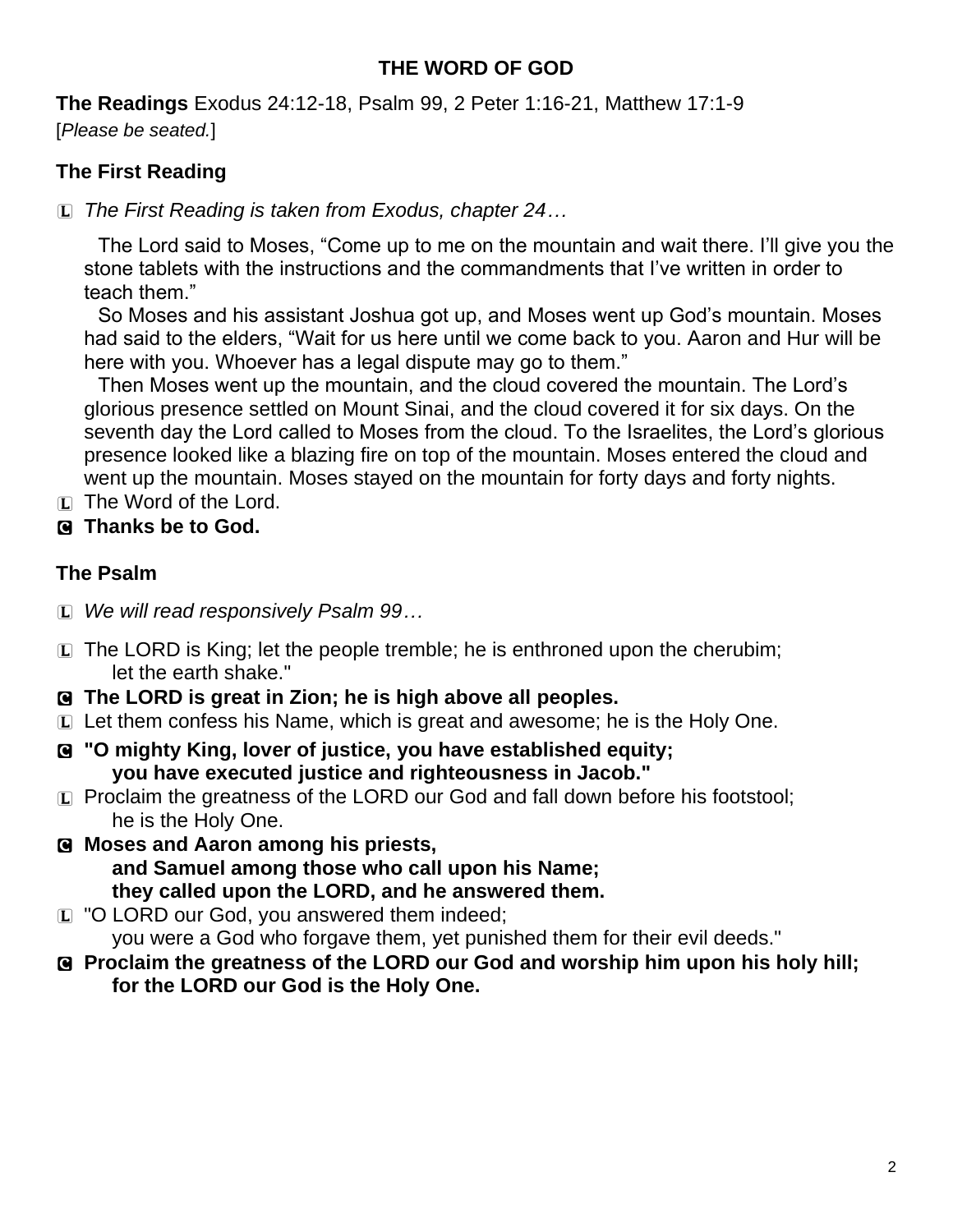## THE WORD OF GOD

**The Readings** Exodus 24:12-18, Psalm 99, 2 Peter 1:16-21, Matthew 17:1-9
[*Please be seated.*]

### The First Reading

L *The First Reading is taken from Exodus, chapter 24…*

The Lord said to Moses, "Come up to me on the mountain and wait there. I'll give you the stone tablets with the instructions and the commandments that I've written in order to teach them."

So Moses and his assistant Joshua got up, and Moses went up God's mountain. Moses had said to the elders, "Wait for us here until we come back to you. Aaron and Hur will be here with you. Whoever has a legal dispute may go to them."

Then Moses went up the mountain, and the cloud covered the mountain. The Lord's glorious presence settled on Mount Sinai, and the cloud covered it for six days. On the seventh day the Lord called to Moses from the cloud. To the Israelites, the Lord's glorious presence looked like a blazing fire on top of the mountain. Moses entered the cloud and went up the mountain. Moses stayed on the mountain for forty days and forty nights.

L The Word of the Lord.

C **Thanks be to God.**

### The Psalm

L *We will read responsively Psalm 99…*

L The LORD is King; let the people tremble; he is enthroned upon the cherubim;
let the earth shake."

C **The LORD is great in Zion; he is high above all peoples.**

L Let them confess his Name, which is great and awesome; he is the Holy One.

C **"O mighty King, lover of justice, you have established equity;
you have executed justice and righteousness in Jacob."**

L Proclaim the greatness of the LORD our God and fall down before his footstool;
he is the Holy One.

C **Moses and Aaron among his priests,
and Samuel among those who call upon his Name;
they called upon the LORD, and he answered them.**

L "O LORD our God, you answered them indeed;
you were a God who forgave them, yet punished them for their evil deeds."

C **Proclaim the greatness of the LORD our God and worship him upon his holy hill;
for the LORD our God is the Holy One.**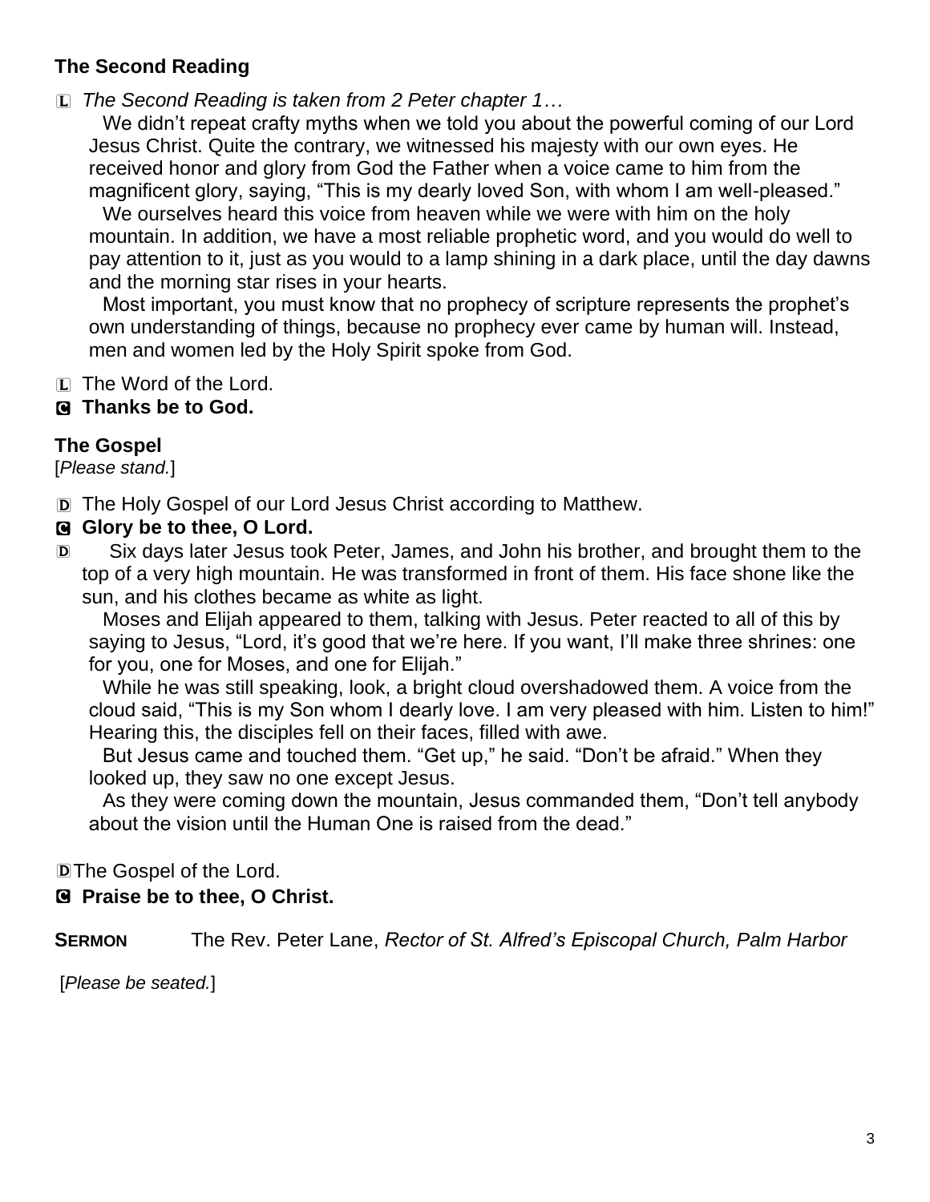### The Second Reading

L *The Second Reading is taken from 2 Peter chapter 1…*

We didn't repeat crafty myths when we told you about the powerful coming of our Lord Jesus Christ. Quite the contrary, we witnessed his majesty with our own eyes. He received honor and glory from God the Father when a voice came to him from the magnificent glory, saying, "This is my dearly loved Son, with whom I am well-pleased."

We ourselves heard this voice from heaven while we were with him on the holy mountain. In addition, we have a most reliable prophetic word, and you would do well to pay attention to it, just as you would to a lamp shining in a dark place, until the day dawns and the morning star rises in your hearts.

Most important, you must know that no prophecy of scripture represents the prophet's own understanding of things, because no prophecy ever came by human will. Instead, men and women led by the Holy Spirit spoke from God.

L The Word of the Lord.

**C Thanks be to God.**

### The Gospel

[*Please stand.*]

D The Holy Gospel of our Lord Jesus Christ according to Matthew.

**C Glory be to thee, O Lord.**

D Six days later Jesus took Peter, James, and John his brother, and brought them to the top of a very high mountain. He was transformed in front of them. His face shone like the sun, and his clothes became as white as light.

Moses and Elijah appeared to them, talking with Jesus. Peter reacted to all of this by saying to Jesus, "Lord, it's good that we're here. If you want, I'll make three shrines: one for you, one for Moses, and one for Elijah."

While he was still speaking, look, a bright cloud overshadowed them. A voice from the cloud said, "This is my Son whom I dearly love. I am very pleased with him. Listen to him!" Hearing this, the disciples fell on their faces, filled with awe.

But Jesus came and touched them. "Get up," he said. "Don't be afraid." When they looked up, they saw no one except Jesus.

As they were coming down the mountain, Jesus commanded them, "Don't tell anybody about the vision until the Human One is raised from the dead."

D The Gospel of the Lord.

**C Praise be to thee, O Christ.**

**SERMON** The Rev. Peter Lane, *Rector of St. Alfred's Episcopal Church, Palm Harbor*

[*Please be seated.*]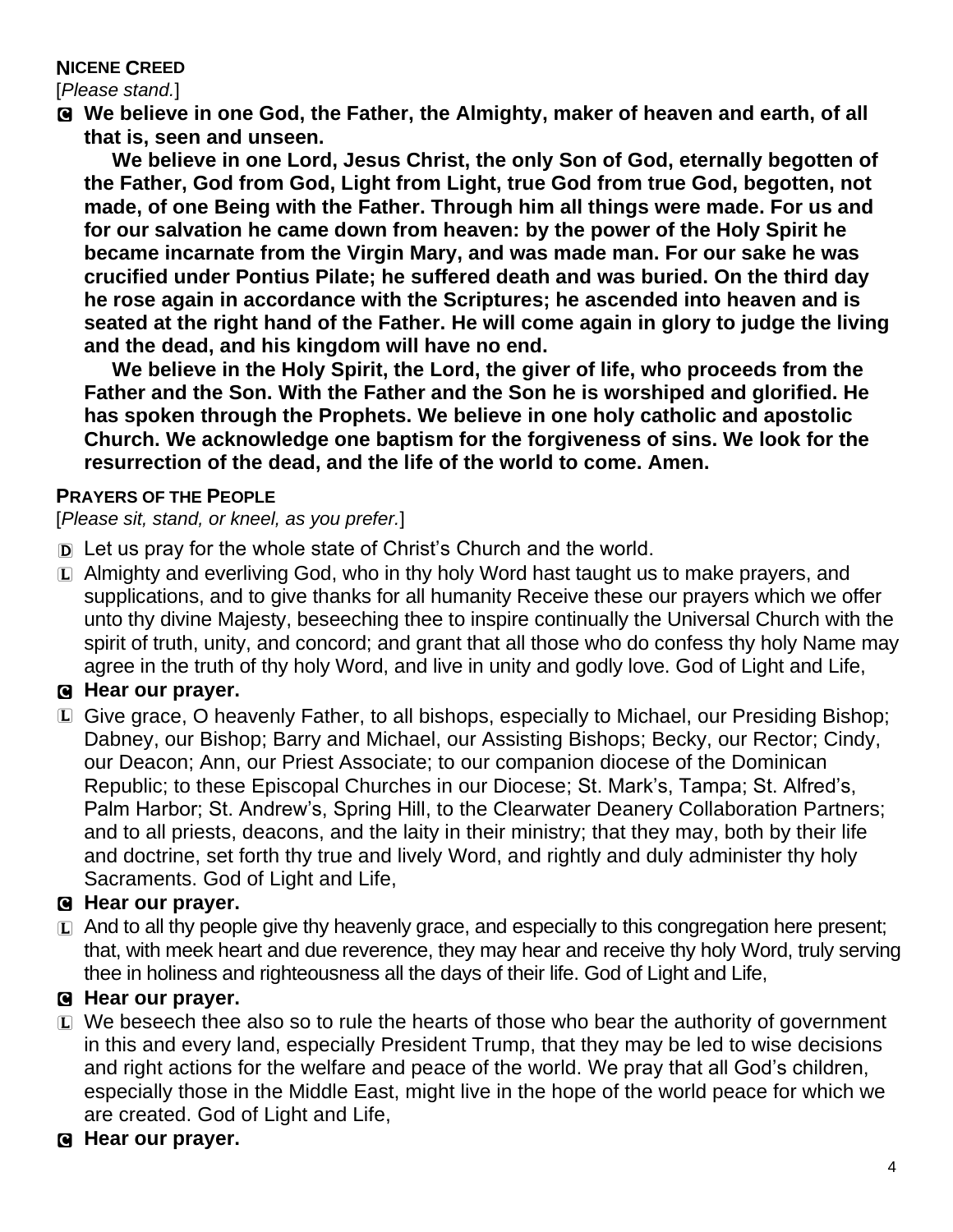**NICENE CREED**

[*Please stand.*]

C **We believe in one God, the Father, the Almighty, maker of heaven and earth, of all that is, seen and unseen.**

**We believe in one Lord, Jesus Christ, the only Son of God, eternally begotten of the Father, God from God, Light from Light, true God from true God, begotten, not made, of one Being with the Father. Through him all things were made. For us and for our salvation he came down from heaven: by the power of the Holy Spirit he became incarnate from the Virgin Mary, and was made man. For our sake he was crucified under Pontius Pilate; he suffered death and was buried. On the third day he rose again in accordance with the Scriptures; he ascended into heaven and is seated at the right hand of the Father. He will come again in glory to judge the living and the dead, and his kingdom will have no end.**

**We believe in the Holy Spirit, the Lord, the giver of life, who proceeds from the Father and the Son. With the Father and the Son he is worshiped and glorified. He has spoken through the Prophets. We believe in one holy catholic and apostolic Church. We acknowledge one baptism for the forgiveness of sins. We look for the resurrection of the dead, and the life of the world to come. Amen.**

**PRAYERS OF THE PEOPLE**

[*Please sit, stand, or kneel, as you prefer.*]

D Let us pray for the whole state of Christ's Church and the world.

L Almighty and everliving God, who in thy holy Word hast taught us to make prayers, and supplications, and to give thanks for all humanity Receive these our prayers which we offer unto thy divine Majesty, beseeching thee to inspire continually the Universal Church with the spirit of truth, unity, and concord; and grant that all those who do confess thy holy Name may agree in the truth of thy holy Word, and live in unity and godly love. God of Light and Life,

C **Hear our prayer.**

L Give grace, O heavenly Father, to all bishops, especially to Michael, our Presiding Bishop; Dabney, our Bishop; Barry and Michael, our Assisting Bishops; Becky, our Rector; Cindy, our Deacon; Ann, our Priest Associate; to our companion diocese of the Dominican Republic; to these Episcopal Churches in our Diocese; St. Mark's, Tampa; St. Alfred's, Palm Harbor; St. Andrew's, Spring Hill, to the Clearwater Deanery Collaboration Partners; and to all priests, deacons, and the laity in their ministry; that they may, both by their life and doctrine, set forth thy true and lively Word, and rightly and duly administer thy holy Sacraments. God of Light and Life,

C **Hear our prayer.**

L And to all thy people give thy heavenly grace, and especially to this congregation here present; that, with meek heart and due reverence, they may hear and receive thy holy Word, truly serving thee in holiness and righteousness all the days of their life. God of Light and Life,

C **Hear our prayer.**

L We beseech thee also so to rule the hearts of those who bear the authority of government in this and every land, especially President Trump, that they may be led to wise decisions and right actions for the welfare and peace of the world. We pray that all God's children, especially those in the Middle East, might live in the hope of the world peace for which we are created. God of Light and Life,

C **Hear our prayer.**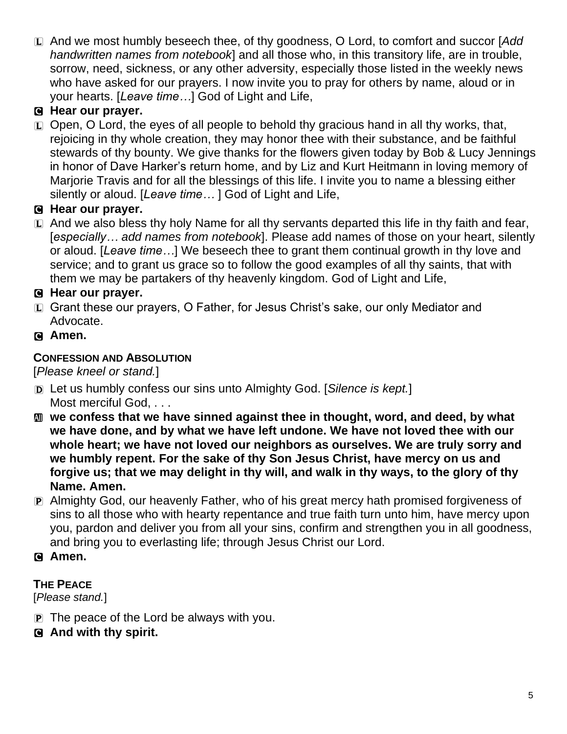L And we most humbly beseech thee, of thy goodness, O Lord, to comfort and succor [*Add handwritten names from notebook*] and all those who, in this transitory life, are in trouble, sorrow, need, sickness, or any other adversity, especially those listed in the weekly news who have asked for our prayers. I now invite you to pray for others by name, aloud or in your hearts. [*Leave time…*] God of Light and Life,

C **Hear our prayer.**

L Open, O Lord, the eyes of all people to behold thy gracious hand in all thy works, that, rejoicing in thy whole creation, they may honor thee with their substance, and be faithful stewards of thy bounty. We give thanks for the flowers given today by Bob & Lucy Jennings in honor of Dave Harker's return home, and by Liz and Kurt Heitmann in loving memory of Marjorie Travis and for all the blessings of this life. I invite you to name a blessing either silently or aloud. [*Leave time…* ] God of Light and Life,

C **Hear our prayer.**

L And we also bless thy holy Name for all thy servants departed this life in thy faith and fear, [*especially… add names from notebook*]. Please add names of those on your heart, silently or aloud. [*Leave time…*] We beseech thee to grant them continual growth in thy love and service; and to grant us grace so to follow the good examples of all thy saints, that with them we may be partakers of thy heavenly kingdom. God of Light and Life,

C **Hear our prayer.**

L Grant these our prayers, O Father, for Jesus Christ's sake, our only Mediator and Advocate.

C **Amen.**

**CONFESSION AND ABSOLUTION**

[*Please kneel or stand.*]

D Let us humbly confess our sins unto Almighty God. [*Silence is kept.*]
Most merciful God, . . .

All **we confess that we have sinned against thee in thought, word, and deed, by what we have done, and by what we have left undone. We have not loved thee with our whole heart; we have not loved our neighbors as ourselves. We are truly sorry and we humbly repent. For the sake of thy Son Jesus Christ, have mercy on us and forgive us; that we may delight in thy will, and walk in thy ways, to the glory of thy Name. Amen.**

P Almighty God, our heavenly Father, who of his great mercy hath promised forgiveness of sins to all those who with hearty repentance and true faith turn unto him, have mercy upon you, pardon and deliver you from all your sins, confirm and strengthen you in all goodness, and bring you to everlasting life; through Jesus Christ our Lord.

C **Amen.**

**THE PEACE**

[*Please stand.*]

P The peace of the Lord be always with you.

C **And with thy spirit.**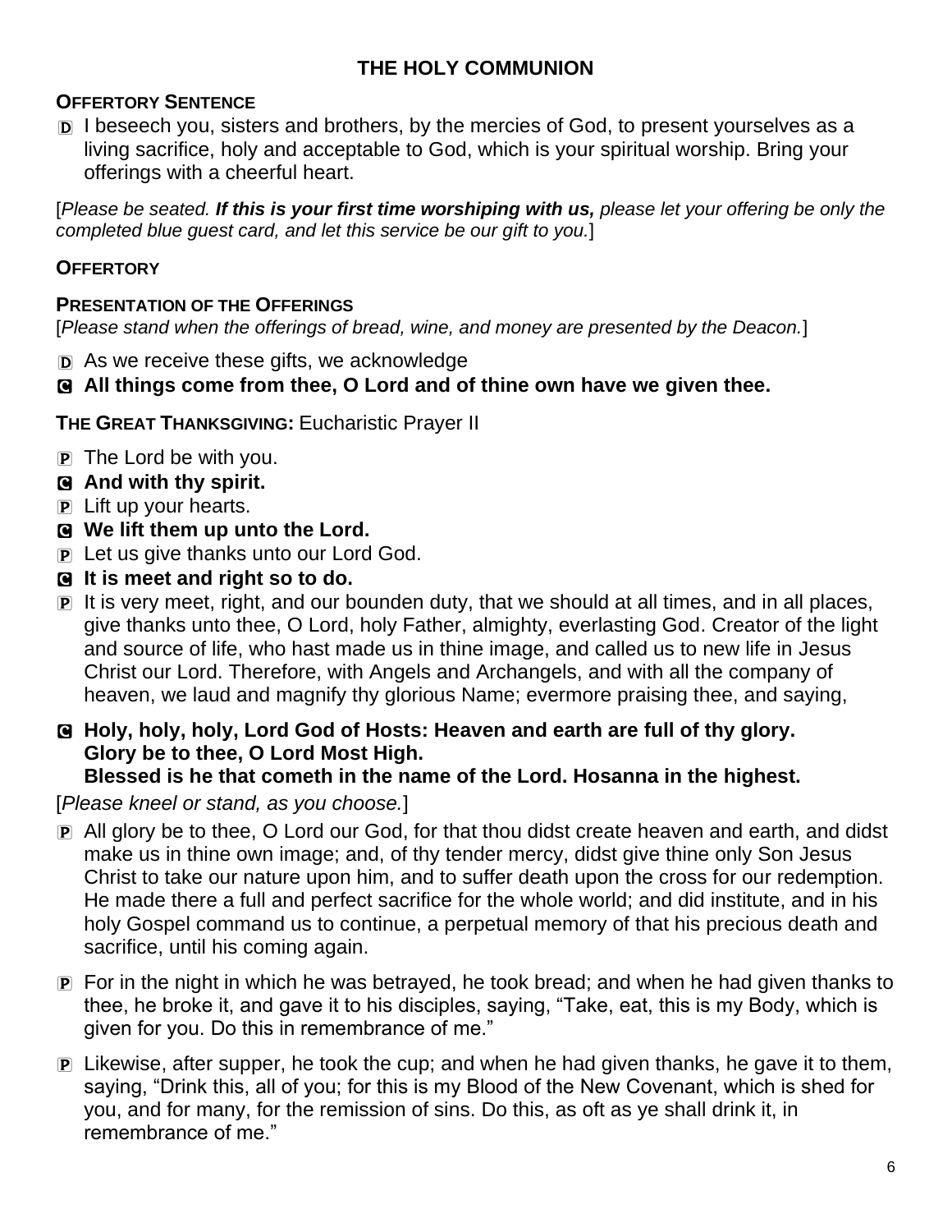## THE HOLY COMMUNION

**OFFERTORY SENTENCE**

D I beseech you, sisters and brothers, by the mercies of God, to present yourselves as a living sacrifice, holy and acceptable to God, which is your spiritual worship. Bring your offerings with a cheerful heart.

[*Please be seated.* ***If this is your first time worshiping with us,*** *please let your offering be only the completed blue guest card, and let this service be our gift to you.*]

**OFFERTORY**

**PRESENTATION OF THE OFFERINGS**

[*Please stand when the offerings of bread, wine, and money are presented by the Deacon.*]

D As we receive these gifts, we acknowledge

C **All things come from thee, O Lord and of thine own have we given thee.**

**THE GREAT THANKSGIVING:** Eucharistic Prayer II

P The Lord be with you.

C **And with thy spirit.**

P Lift up your hearts.

C **We lift them up unto the Lord.**

P Let us give thanks unto our Lord God.

C **It is meet and right so to do.**

P It is very meet, right, and our bounden duty, that we should at all times, and in all places, give thanks unto thee, O Lord, holy Father, almighty, everlasting God. Creator of the light and source of life, who hast made us in thine image, and called us to new life in Jesus Christ our Lord. Therefore, with Angels and Archangels, and with all the company of heaven, we laud and magnify thy glorious Name; evermore praising thee, and saying,

C **Holy, holy, holy, Lord God of Hosts: Heaven and earth are full of thy glory. Glory be to thee, O Lord Most High.**
**Blessed is he that cometh in the name of the Lord. Hosanna in the highest.**

[*Please kneel or stand, as you choose.*]

P All glory be to thee, O Lord our God, for that thou didst create heaven and earth, and didst make us in thine own image; and, of thy tender mercy, didst give thine only Son Jesus Christ to take our nature upon him, and to suffer death upon the cross for our redemption. He made there a full and perfect sacrifice for the whole world; and did institute, and in his holy Gospel command us to continue, a perpetual memory of that his precious death and sacrifice, until his coming again.

P For in the night in which he was betrayed, he took bread; and when he had given thanks to thee, he broke it, and gave it to his disciples, saying, "Take, eat, this is my Body, which is given for you. Do this in remembrance of me."

P Likewise, after supper, he took the cup; and when he had given thanks, he gave it to them, saying, "Drink this, all of you; for this is my Blood of the New Covenant, which is shed for you, and for many, for the remission of sins. Do this, as oft as ye shall drink it, in remembrance of me."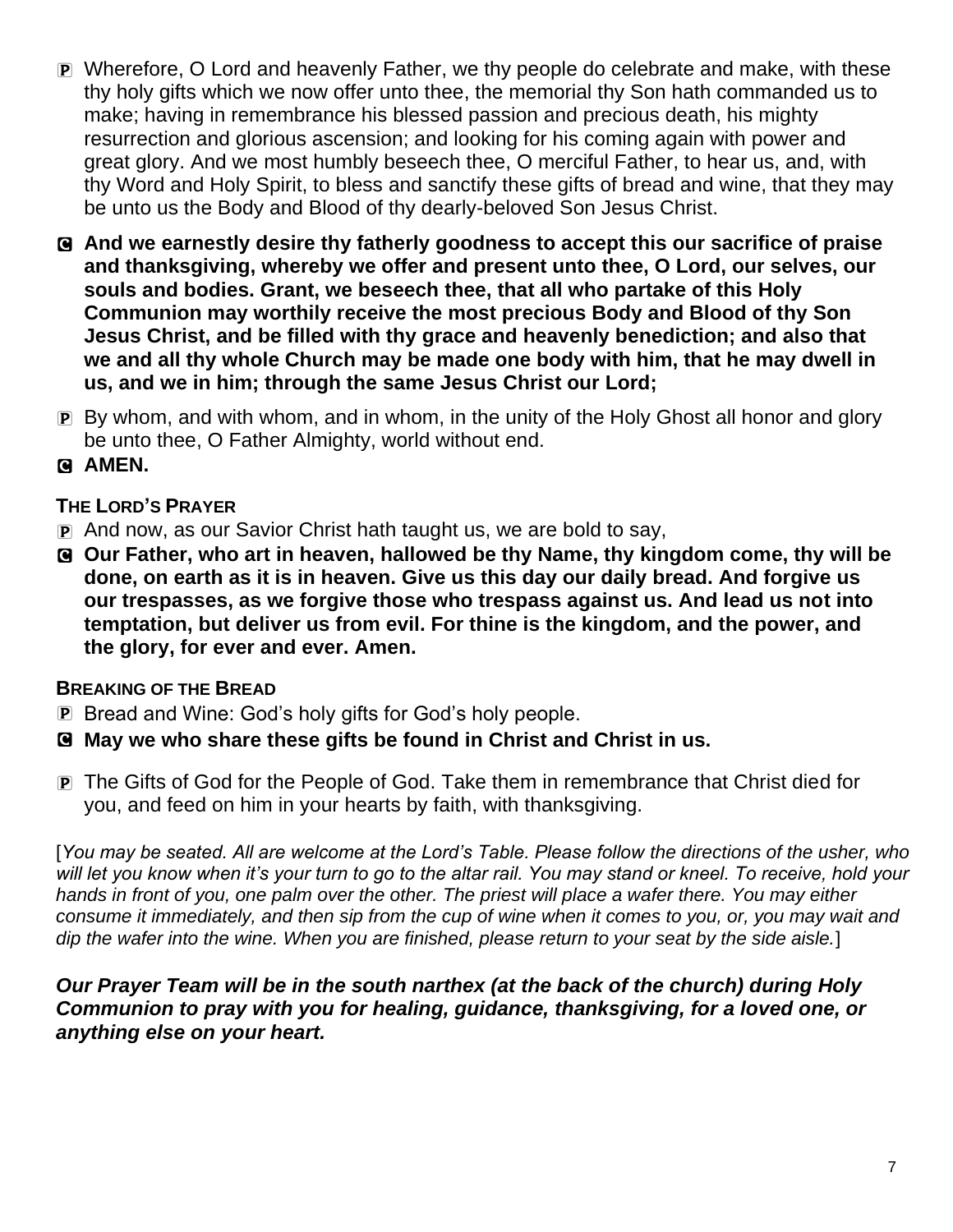P Wherefore, O Lord and heavenly Father, we thy people do celebrate and make, with these thy holy gifts which we now offer unto thee, the memorial thy Son hath commanded us to make; having in remembrance his blessed passion and precious death, his mighty resurrection and glorious ascension; and looking for his coming again with power and great glory. And we most humbly beseech thee, O merciful Father, to hear us, and, with thy Word and Holy Spirit, to bless and sanctify these gifts of bread and wine, that they may be unto us the Body and Blood of thy dearly-beloved Son Jesus Christ.

C **And we earnestly desire thy fatherly goodness to accept this our sacrifice of praise and thanksgiving, whereby we offer and present unto thee, O Lord, our selves, our souls and bodies. Grant, we beseech thee, that all who partake of this Holy Communion may worthily receive the most precious Body and Blood of thy Son Jesus Christ, and be filled with thy grace and heavenly benediction; and also that we and all thy whole Church may be made one body with him, that he may dwell in us, and we in him; through the same Jesus Christ our Lord;**

P By whom, and with whom, and in whom, in the unity of the Holy Ghost all honor and glory be unto thee, O Father Almighty, world without end.

C **AMEN.**

**THE LORD'S PRAYER**

P And now, as our Savior Christ hath taught us, we are bold to say,

C **Our Father, who art in heaven, hallowed be thy Name, thy kingdom come, thy will be done, on earth as it is in heaven. Give us this day our daily bread. And forgive us our trespasses, as we forgive those who trespass against us. And lead us not into temptation, but deliver us from evil. For thine is the kingdom, and the power, and the glory, for ever and ever. Amen.**

**BREAKING OF THE BREAD**

P Bread and Wine: God's holy gifts for God's holy people.

C **May we who share these gifts be found in Christ and Christ in us.**

P The Gifts of God for the People of God. Take them in remembrance that Christ died for you, and feed on him in your hearts by faith, with thanksgiving.

[*You may be seated. All are welcome at the Lord's Table. Please follow the directions of the usher, who will let you know when it's your turn to go to the altar rail. You may stand or kneel. To receive, hold your hands in front of you, one palm over the other. The priest will place a wafer there. You may either consume it immediately, and then sip from the cup of wine when it comes to you, or, you may wait and dip the wafer into the wine. When you are finished, please return to your seat by the side aisle.*]

***Our Prayer Team will be in the south narthex (at the back of the church) during Holy Communion to pray with you for healing, guidance, thanksgiving, for a loved one, or anything else on your heart.***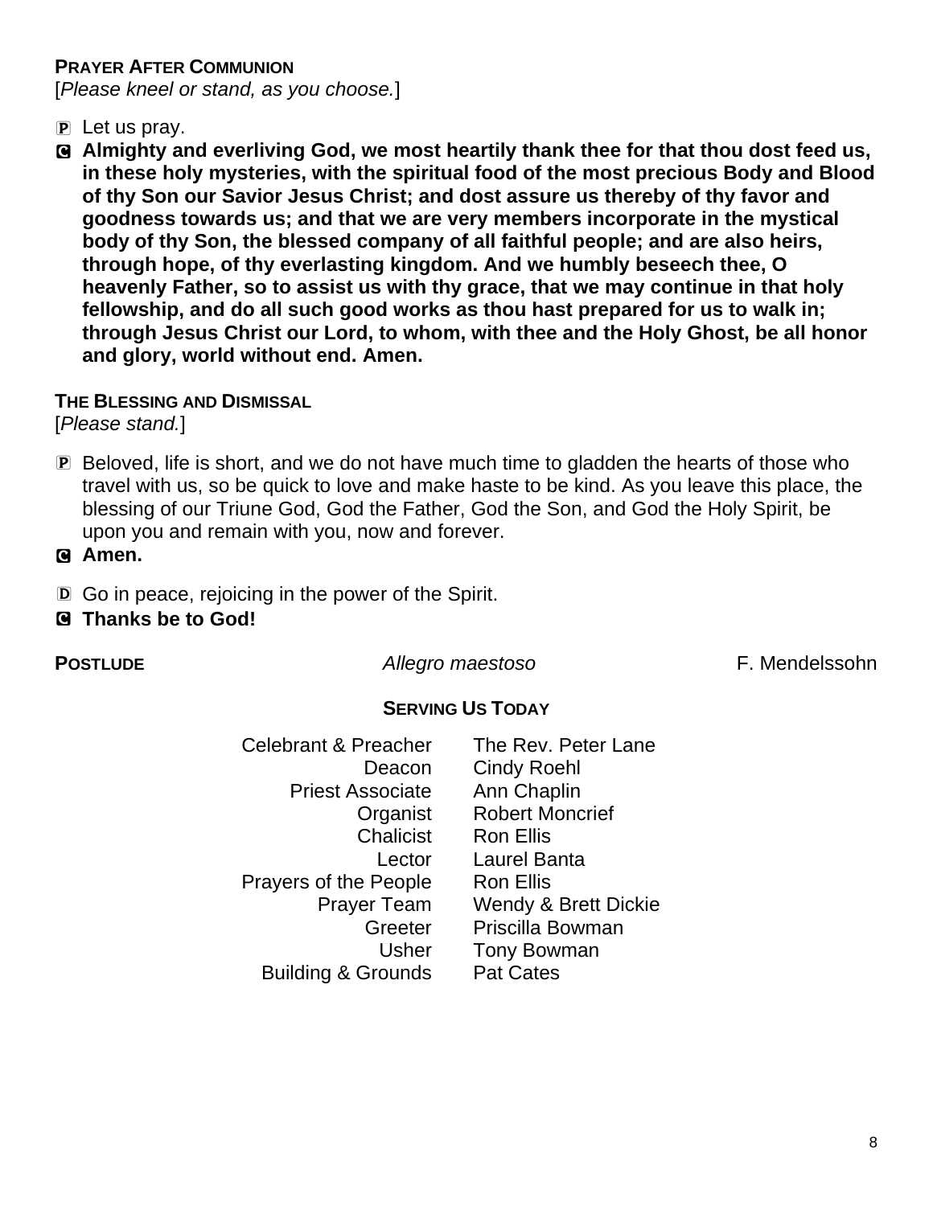**PRAYER AFTER COMMUNION**

[*Please kneel or stand, as you choose.*]

P Let us pray.

C **Almighty and everliving God, we most heartily thank thee for that thou dost feed us, in these holy mysteries, with the spiritual food of the most precious Body and Blood of thy Son our Savior Jesus Christ; and dost assure us thereby of thy favor and goodness towards us; and that we are very members incorporate in the mystical body of thy Son, the blessed company of all faithful people; and are also heirs, through hope, of thy everlasting kingdom. And we humbly beseech thee, O heavenly Father, so to assist us with thy grace, that we may continue in that holy fellowship, and do all such good works as thou hast prepared for us to walk in; through Jesus Christ our Lord, to whom, with thee and the Holy Ghost, be all honor and glory, world without end. Amen.**

**THE BLESSING AND DISMISSAL**

[*Please stand.*]

P Beloved, life is short, and we do not have much time to gladden the hearts of those who travel with us, so be quick to love and make haste to be kind. As you leave this place, the blessing of our Triune God, God the Father, God the Son, and God the Holy Spirit, be upon you and remain with you, now and forever.

C **Amen.**

D Go in peace, rejoicing in the power of the Spirit.

C **Thanks be to God!**

**POSTLUDE** *Allegro maestoso* F. Mendelssohn

**SERVING US TODAY**

| | |
|---|---|
| Celebrant & Preacher | The Rev. Peter Lane |
| Deacon | Cindy Roehl |
| Priest Associate | Ann Chaplin |
| Organist | Robert Moncrief |
| Chalicist | Ron Ellis |
| Lector | Laurel Banta |
| Prayers of the People | Ron Ellis |
| Prayer Team | Wendy & Brett Dickie |
| Greeter | Priscilla Bowman |
| Usher | Tony Bowman |
| Building & Grounds | Pat Cates |